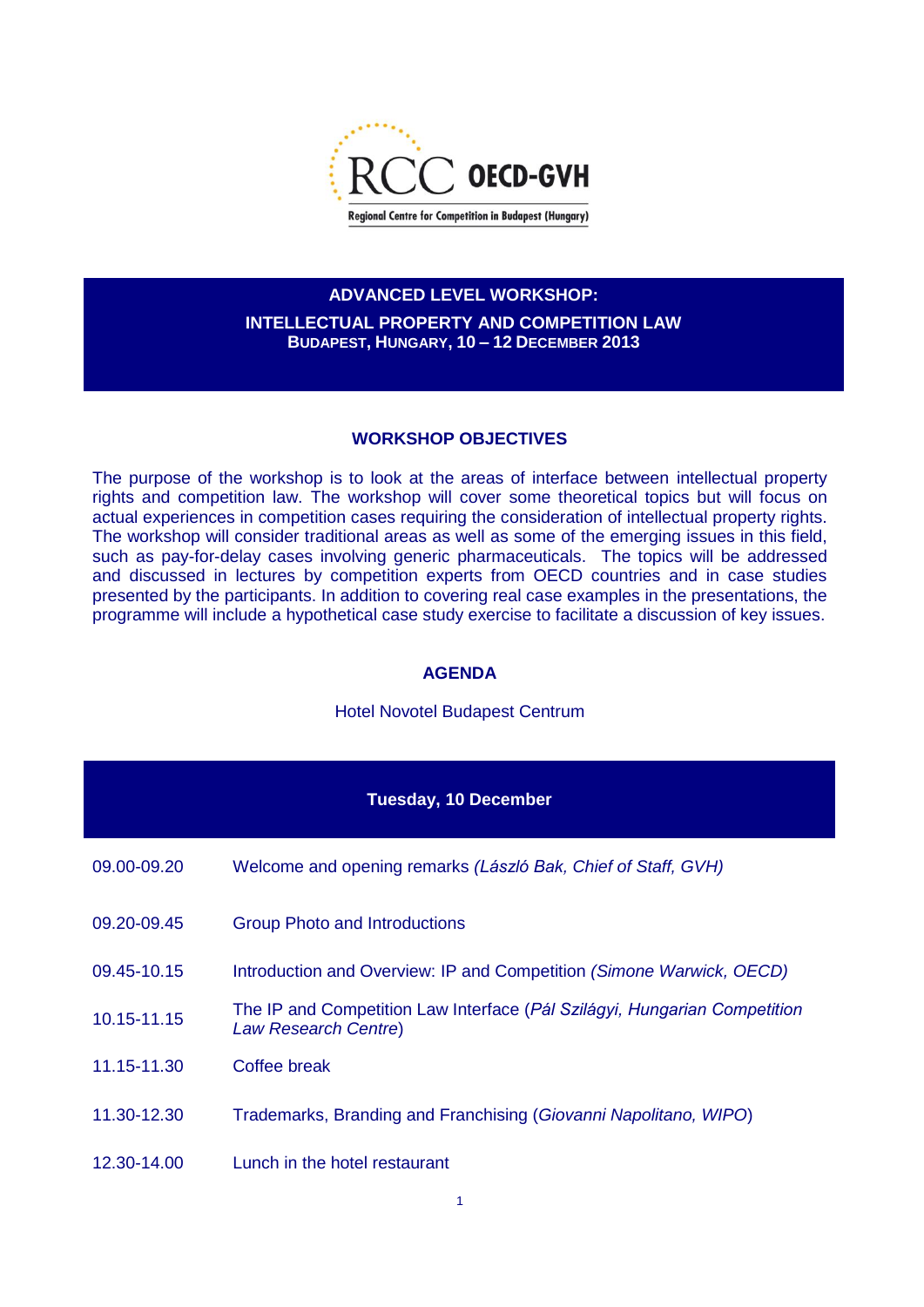RCC OECD-GVH

Regional Centre for Competition in Budapest (Hungary)

# ADVANCED LEVEL WORKSHOP:

## INTELLECTUAL PROPERTY AND COMPETITION LAW

**BUDAPEST, HUNGARY, 10 – 12 DECEMBER 2013**

## WORKSHOP OBJECTIVES

The purpose of the workshop is to look at the areas of interface between intellectual property rights and competition law. The workshop will cover some theoretical topics but will focus on actual experiences in competition cases requiring the consideration of intellectual property rights. The workshop will consider traditional areas as well as some of the emerging issues in this field, such as pay-for-delay cases involving generic pharmaceuticals. The topics will be addressed and discussed in lectures by competition experts from OECD countries and in case studies presented by the participants. In addition to covering real case examples in the presentations, the programme will include a hypothetical case study exercise to facilitate a discussion of key issues.

## AGENDA

Hotel Novotel Budapest Centrum

| Tuesday, 10 December | |
|---|---|
| 09.00-09.20 | Welcome and opening remarks *(László Bak, Chief of Staff, GVH)* |
| 09.20-09.45 | Group Photo and Introductions |
| 09.45-10.15 | Introduction and Overview: IP and Competition *(Simone Warwick, OECD)* |
| 10.15-11.15 | The IP and Competition Law Interface (*Pál Szilágyi, Hungarian Competition Law Research Centre*) |
| 11.15-11.30 | Coffee break |
| 11.30-12.30 | Trademarks, Branding and Franchising (*Giovanni Napolitano, WIPO*) |
| 12.30-14.00 | Lunch in the hotel restaurant |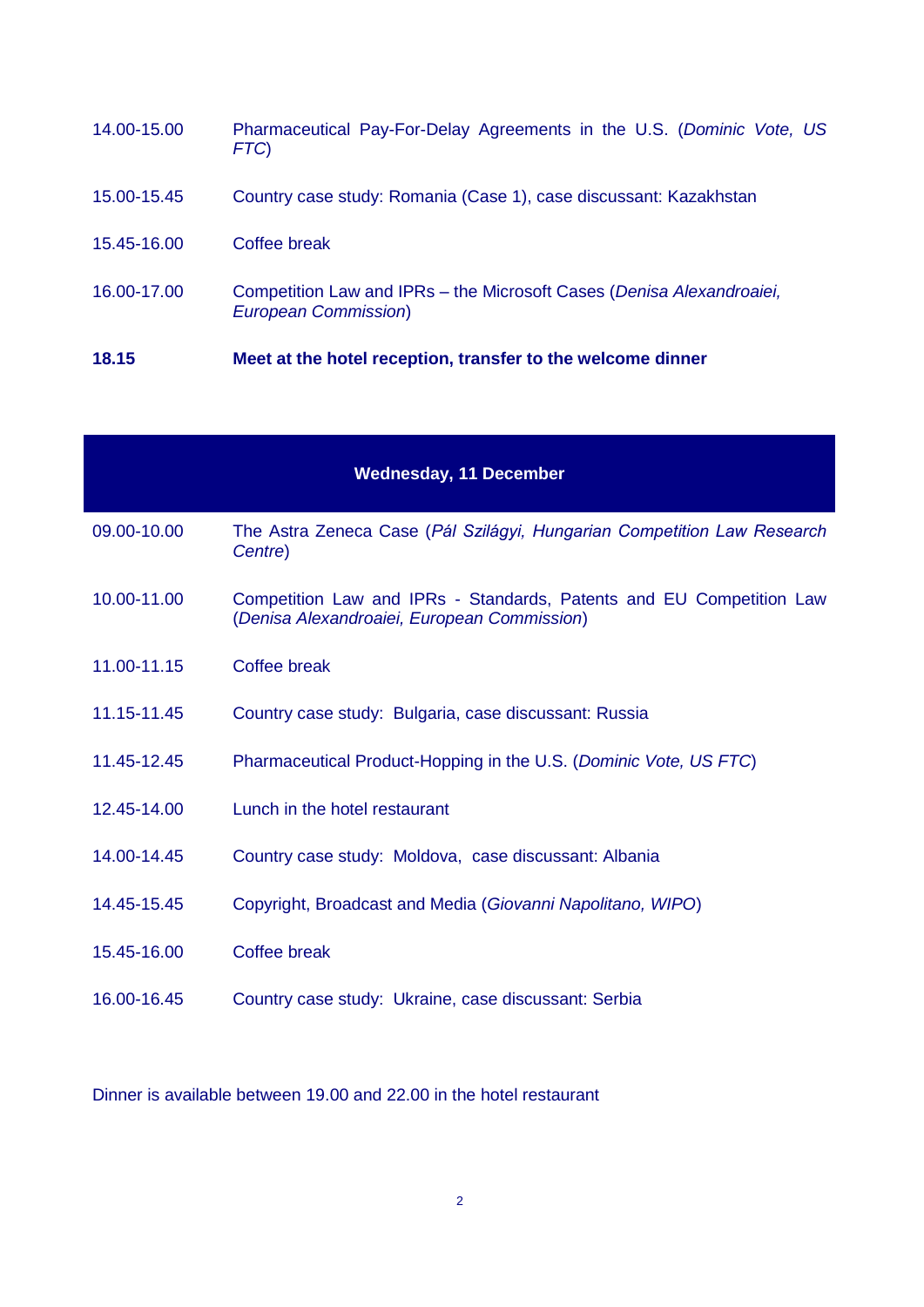| | |
|---|---|
| 14.00-15.00 | Pharmaceutical Pay-For-Delay Agreements in the U.S. (*Dominic Vote, US FTC*) |
| 15.00-15.45 | Country case study: Romania (Case 1), case discussant: Kazakhstan |
| 15.45-16.00 | Coffee break |
| 16.00-17.00 | Competition Law and IPRs – the Microsoft Cases (*Denisa Alexandroaiei, European Commission*) |
| **18.15** | **Meet at the hotel reception, transfer to the welcome dinner** |

| **Wednesday, 11 December** | |
|---|---|
| 09.00-10.00 | The Astra Zeneca Case (*Pál Szilágyi, Hungarian Competition Law Research Centre*) |
| 10.00-11.00 | Competition Law and IPRs - Standards, Patents and EU Competition Law (*Denisa Alexandroaiei, European Commission*) |
| 11.00-11.15 | Coffee break |
| 11.15-11.45 | Country case study: Bulgaria, case discussant: Russia |
| 11.45-12.45 | Pharmaceutical Product-Hopping in the U.S. (*Dominic Vote, US FTC*) |
| 12.45-14.00 | Lunch in the hotel restaurant |
| 14.00-14.45 | Country case study: Moldova, case discussant: Albania |
| 14.45-15.45 | Copyright, Broadcast and Media (*Giovanni Napolitano, WIPO*) |
| 15.45-16.00 | Coffee break |
| 16.00-16.45 | Country case study: Ukraine, case discussant: Serbia |

Dinner is available between 19.00 and 22.00 in the hotel restaurant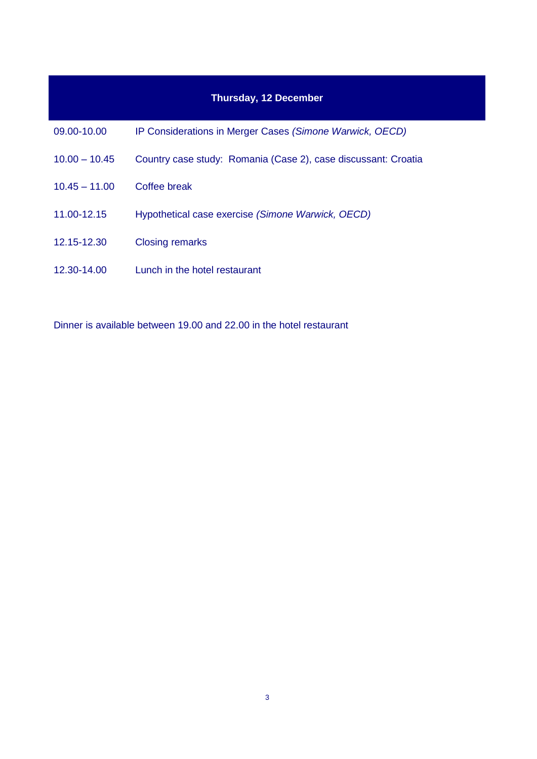| Thursday, 12 December | |
|---|---|
| 09.00-10.00 | IP Considerations in Merger Cases *(Simone Warwick, OECD)* |
| 10.00 – 10.45 | Country case study: Romania (Case 2), case discussant: Croatia |
| 10.45 – 11.00 | Coffee break |
| 11.00-12.15 | Hypothetical case exercise *(Simone Warwick, OECD)* |
| 12.15-12.30 | Closing remarks |
| 12.30-14.00 | Lunch in the hotel restaurant |

Dinner is available between 19.00 and 22.00 in the hotel restaurant